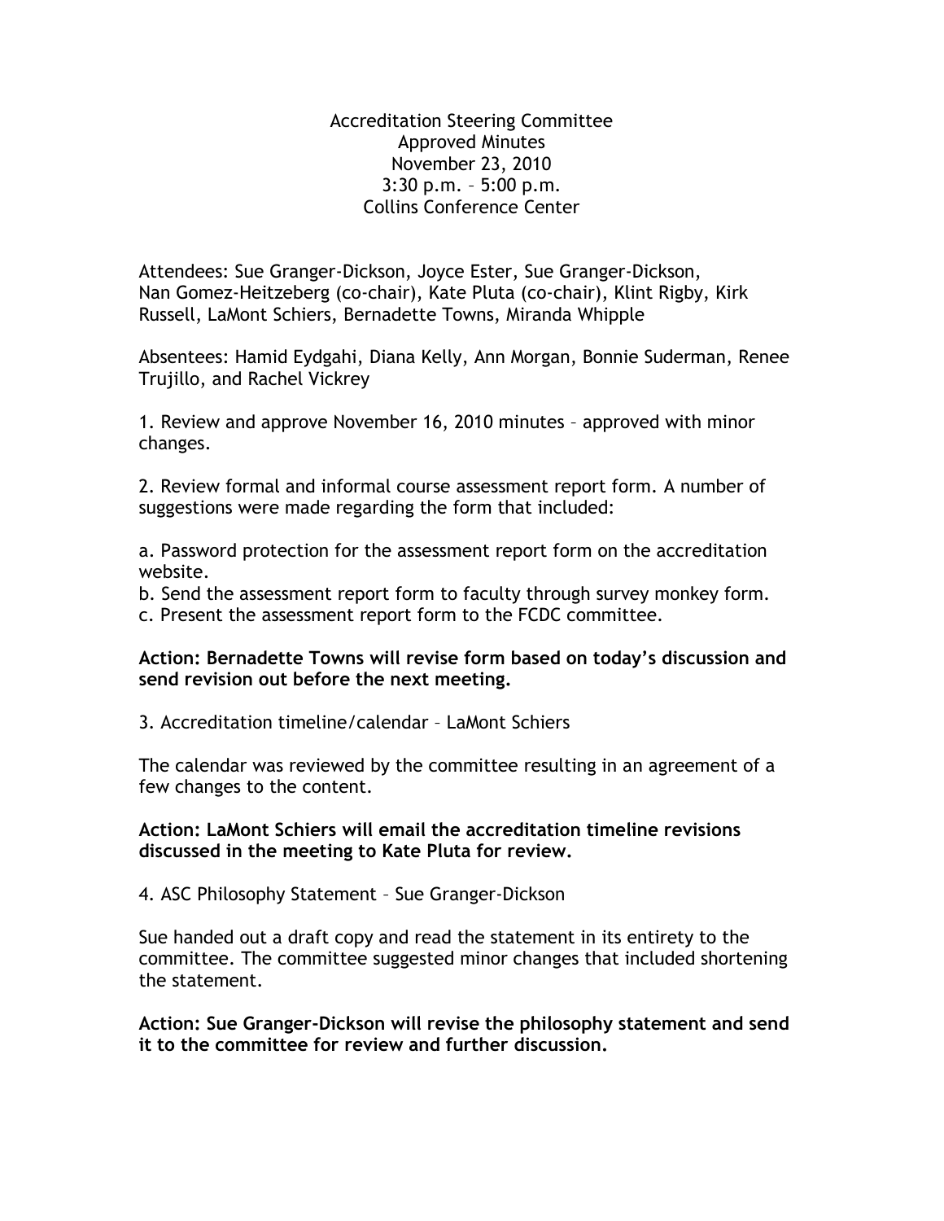# Accreditation Steering Committee
## Approved Minutes
November 23, 2010
3:30 p.m. – 5:00 p.m.
Collins Conference Center

Attendees: Sue Granger-Dickson, Joyce Ester, Sue Granger-Dickson, Nan Gomez-Heitzeberg (co-chair), Kate Pluta (co-chair), Klint Rigby, Kirk Russell, LaMont Schiers, Bernadette Towns, Miranda Whipple

Absentees: Hamid Eydgahi, Diana Kelly, Ann Morgan, Bonnie Suderman, Renee Trujillo, and Rachel Vickrey

1. Review and approve November 16, 2010 minutes – approved with minor changes.

2. Review formal and informal course assessment report form. A number of suggestions were made regarding the form that included:

a. Password protection for the assessment report form on the accreditation website.
b. Send the assessment report form to faculty through survey monkey form.
c. Present the assessment report form to the FCDC committee.

**Action: Bernadette Towns will revise form based on today's discussion and send revision out before the next meeting.**

3. Accreditation timeline/calendar – LaMont Schiers

The calendar was reviewed by the committee resulting in an agreement of a few changes to the content.

**Action: LaMont Schiers will email the accreditation timeline revisions discussed in the meeting to Kate Pluta for review.**

4. ASC Philosophy Statement – Sue Granger-Dickson

Sue handed out a draft copy and read the statement in its entirety to the committee. The committee suggested minor changes that included shortening the statement.

**Action: Sue Granger-Dickson will revise the philosophy statement and send it to the committee for review and further discussion.**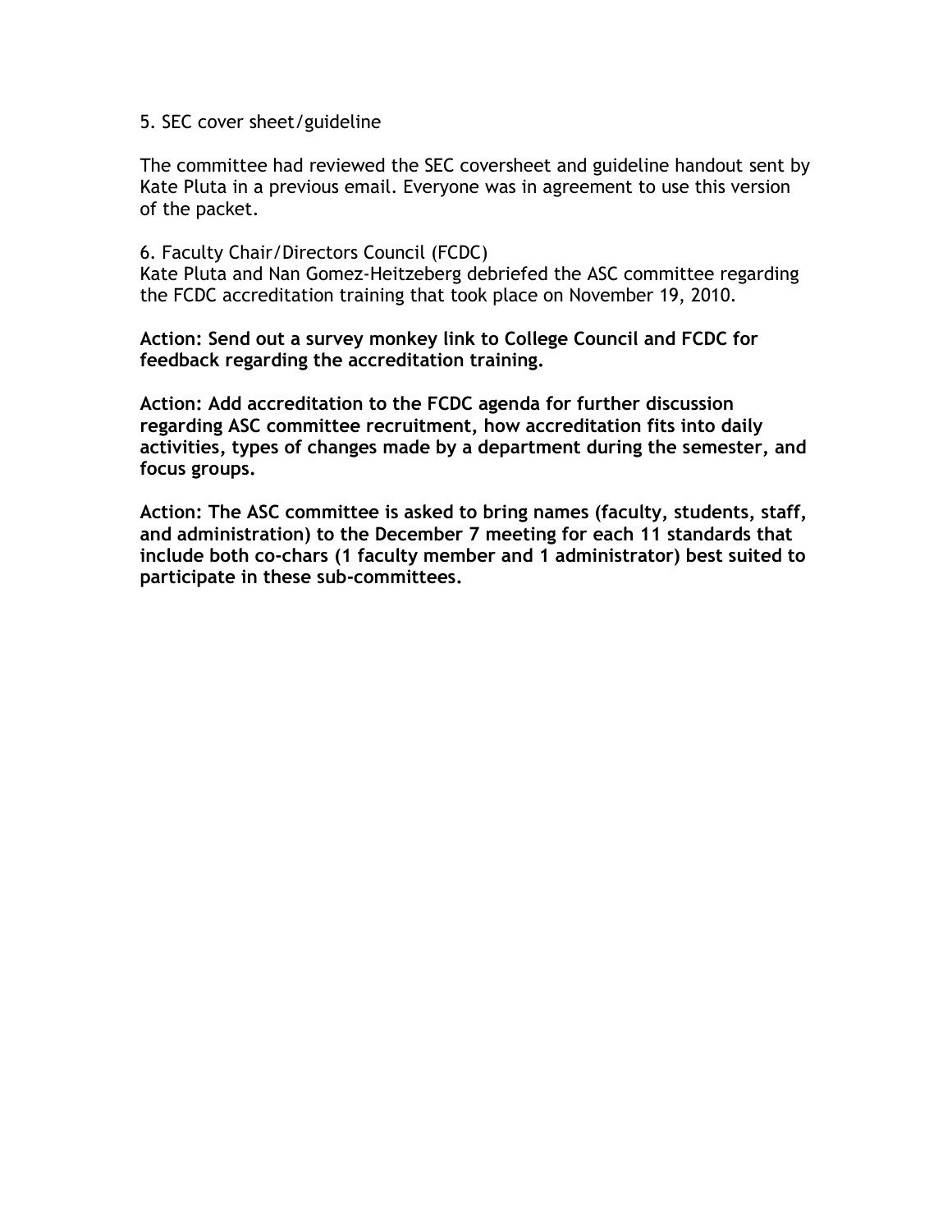5. SEC cover sheet/guideline

The committee had reviewed the SEC coversheet and guideline handout sent by Kate Pluta in a previous email. Everyone was in agreement to use this version of the packet.

6. Faculty Chair/Directors Council (FCDC)
Kate Pluta and Nan Gomez-Heitzeberg debriefed the ASC committee regarding the FCDC accreditation training that took place on November 19, 2010.

**Action: Send out a survey monkey link to College Council and FCDC for feedback regarding the accreditation training.**

**Action: Add accreditation to the FCDC agenda for further discussion regarding ASC committee recruitment, how accreditation fits into daily activities, types of changes made by a department during the semester, and focus groups.**

**Action: The ASC committee is asked to bring names (faculty, students, staff, and administration) to the December 7 meeting for each 11 standards that include both co-chars (1 faculty member and 1 administrator) best suited to participate in these sub-committees.**